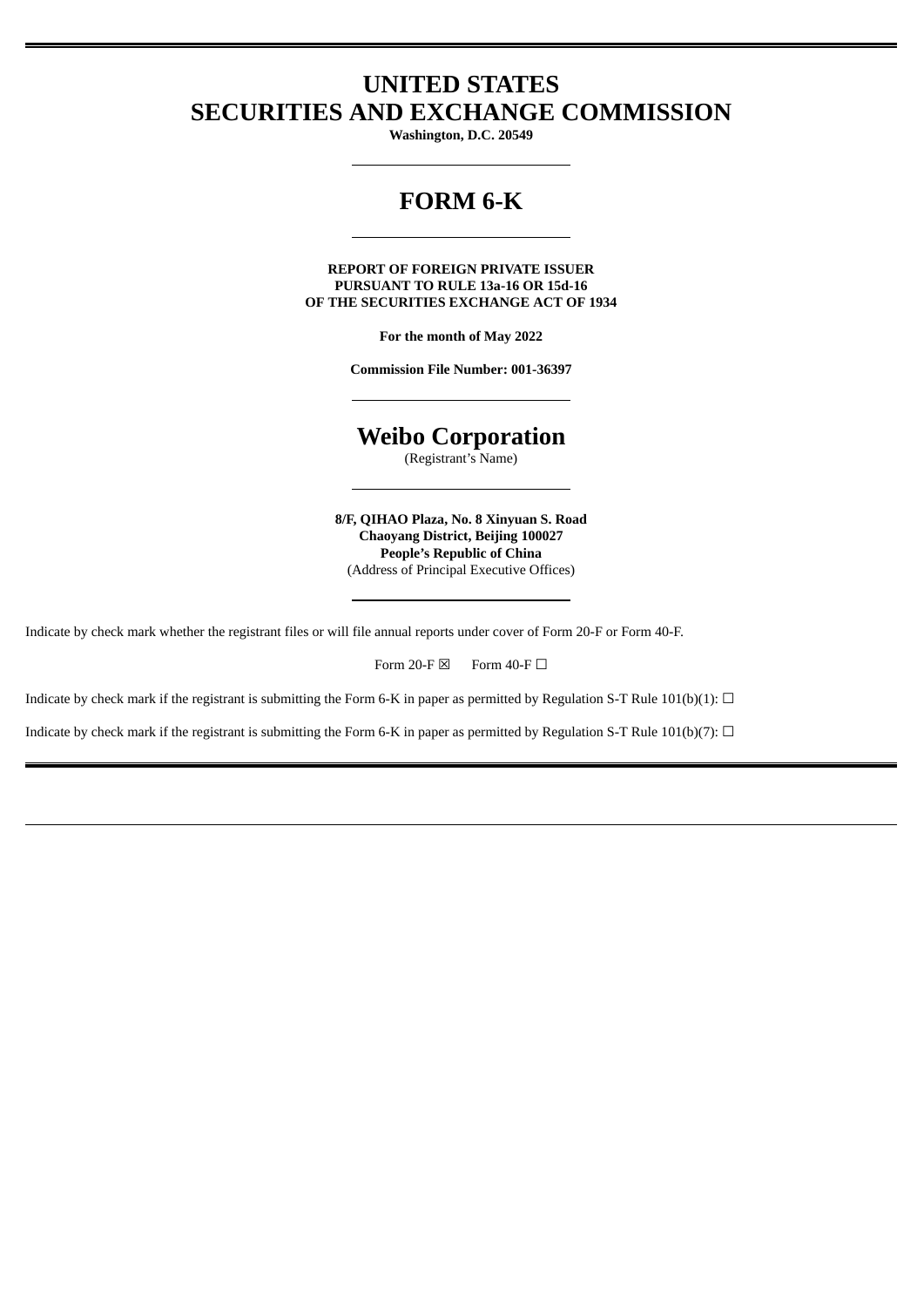# UNITED STATES
# SECURITIES AND EXCHANGE COMMISSION

**Washington, D.C. 20549**

# FORM 6-K

**REPORT OF FOREIGN PRIVATE ISSUER**
**PURSUANT TO RULE 13a-16 OR 15d-16**
**OF THE SECURITIES EXCHANGE ACT OF 1934**

**For the month of May 2022**

**Commission File Number: 001-36397**

# Weibo Corporation

(Registrant's Name)

**8/F, QIHAO Plaza, No. 8 Xinyuan S. Road**
**Chaoyang District, Beijing 100027**
**People's Republic of China**
(Address of Principal Executive Offices)

Indicate by check mark whether the registrant files or will file annual reports under cover of Form 20-F or Form 40-F.

Form 20-F ☒ Form 40-F ☐

Indicate by check mark if the registrant is submitting the Form 6-K in paper as permitted by Regulation S-T Rule 101(b)(1): ☐

Indicate by check mark if the registrant is submitting the Form 6-K in paper as permitted by Regulation S-T Rule 101(b)(7): ☐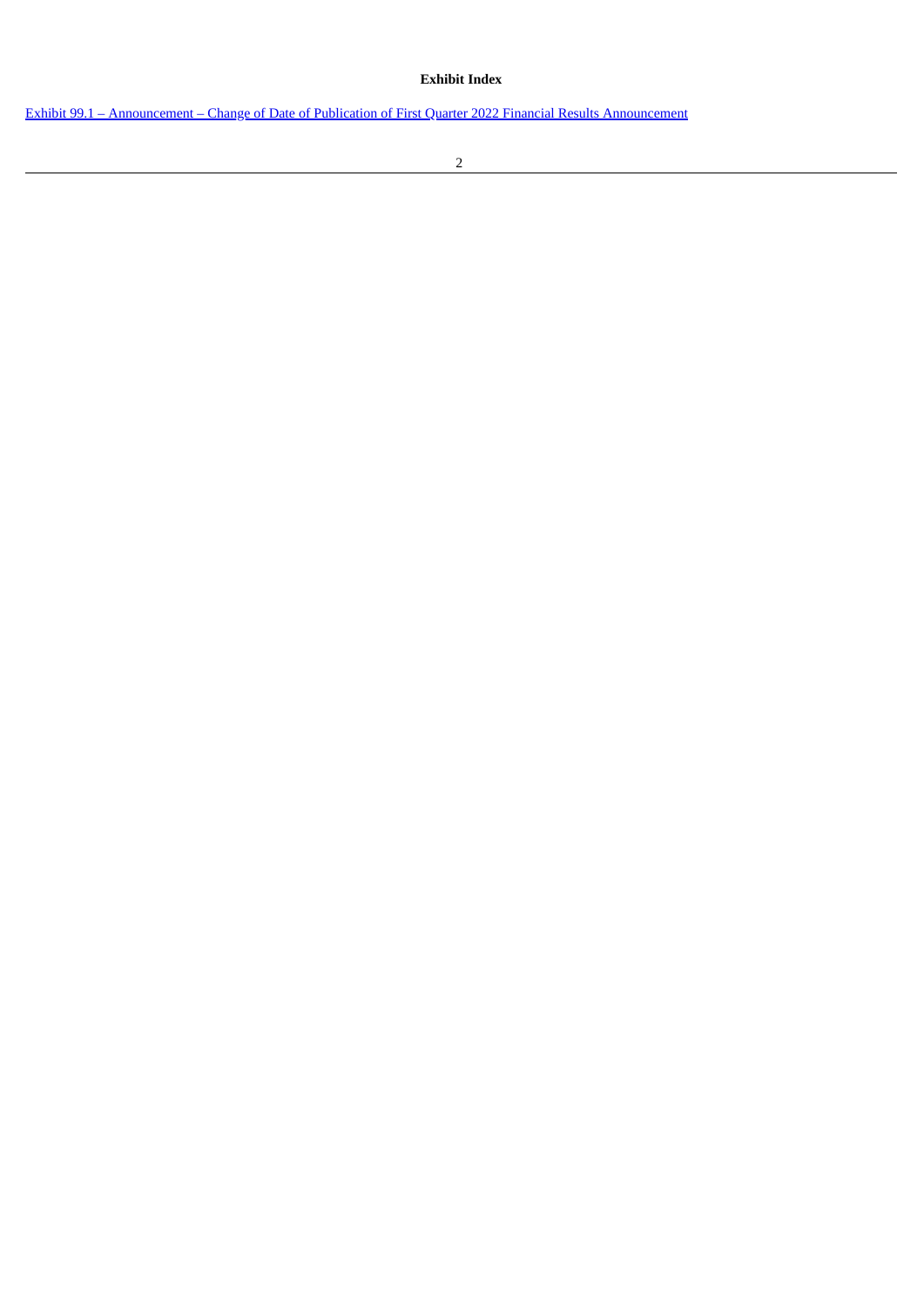**Exhibit Index**

Exhibit 99.1 – Announcement – Change of Date of Publication of First Quarter 2022 Financial Results Announcement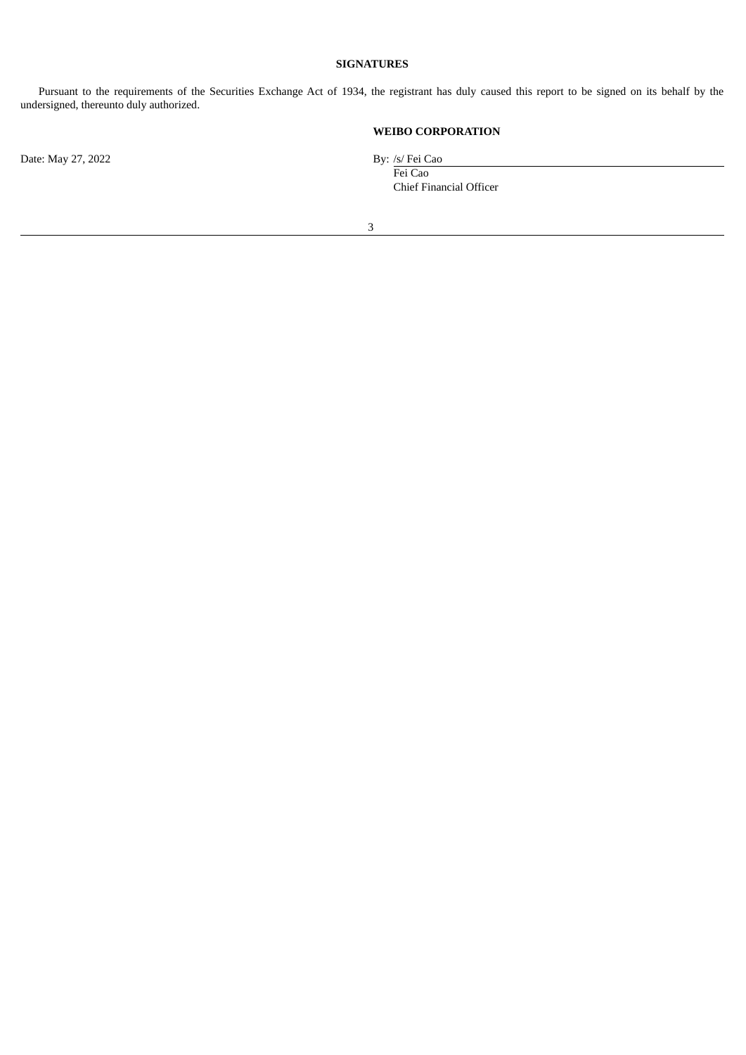**SIGNATURES**

Pursuant to the requirements of the Securities Exchange Act of 1934, the registrant has duly caused this report to be signed on its behalf by the undersigned, thereunto duly authorized.

**WEIBO CORPORATION**

Date: May 27, 2022

By: /s/ Fei Cao
Fei Cao
Chief Financial Officer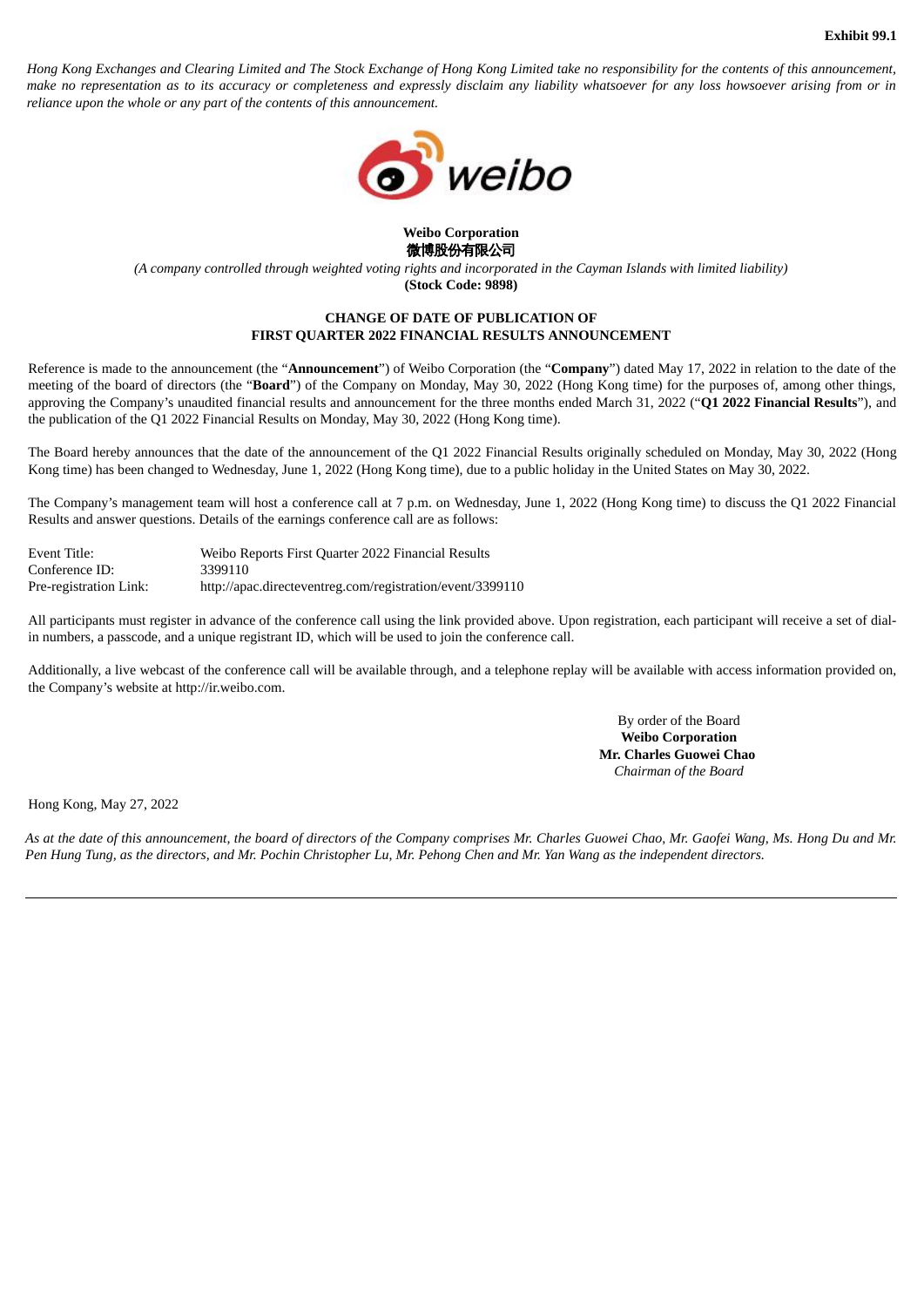**Exhibit 99.1**

*Hong Kong Exchanges and Clearing Limited and The Stock Exchange of Hong Kong Limited take no responsibility for the contents of this announcement, make no representation as to its accuracy or completeness and expressly disclaim any liability whatsoever for any loss howsoever arising from or in reliance upon the whole or any part of the contents of this announcement.*

weibo

**Weibo Corporation**
**微博股份有限公司**

*(A company controlled through weighted voting rights and incorporated in the Cayman Islands with limited liability)*
**(Stock Code: 9898)**

## CHANGE OF DATE OF PUBLICATION OF FIRST QUARTER 2022 FINANCIAL RESULTS ANNOUNCEMENT

Reference is made to the announcement (the "**Announcement**") of Weibo Corporation (the "**Company**") dated May 17, 2022 in relation to the date of the meeting of the board of directors (the "**Board**") of the Company on Monday, May 30, 2022 (Hong Kong time) for the purposes of, among other things, approving the Company's unaudited financial results and announcement for the three months ended March 31, 2022 ("**Q1 2022 Financial Results**"), and the publication of the Q1 2022 Financial Results on Monday, May 30, 2022 (Hong Kong time).

The Board hereby announces that the date of the announcement of the Q1 2022 Financial Results originally scheduled on Monday, May 30, 2022 (Hong Kong time) has been changed to Wednesday, June 1, 2022 (Hong Kong time), due to a public holiday in the United States on May 30, 2022.

The Company's management team will host a conference call at 7 p.m. on Wednesday, June 1, 2022 (Hong Kong time) to discuss the Q1 2022 Financial Results and answer questions. Details of the earnings conference call are as follows:

| | |
|---|---|
| Event Title: | Weibo Reports First Quarter 2022 Financial Results |
| Conference ID: | 3399110 |
| Pre-registration Link: | http://apac.directeventreg.com/registration/event/3399110 |

All participants must register in advance of the conference call using the link provided above. Upon registration, each participant will receive a set of dial-in numbers, a passcode, and a unique registrant ID, which will be used to join the conference call.

Additionally, a live webcast of the conference call will be available through, and a telephone replay will be available with access information provided on, the Company's website at http://ir.weibo.com.

By order of the Board
**Weibo Corporation**
**Mr. Charles Guowei Chao**
*Chairman of the Board*

Hong Kong, May 27, 2022

*As at the date of this announcement, the board of directors of the Company comprises Mr. Charles Guowei Chao, Mr. Gaofei Wang, Ms. Hong Du and Mr. Pen Hung Tung, as the directors, and Mr. Pochin Christopher Lu, Mr. Pehong Chen and Mr. Yan Wang as the independent directors.*